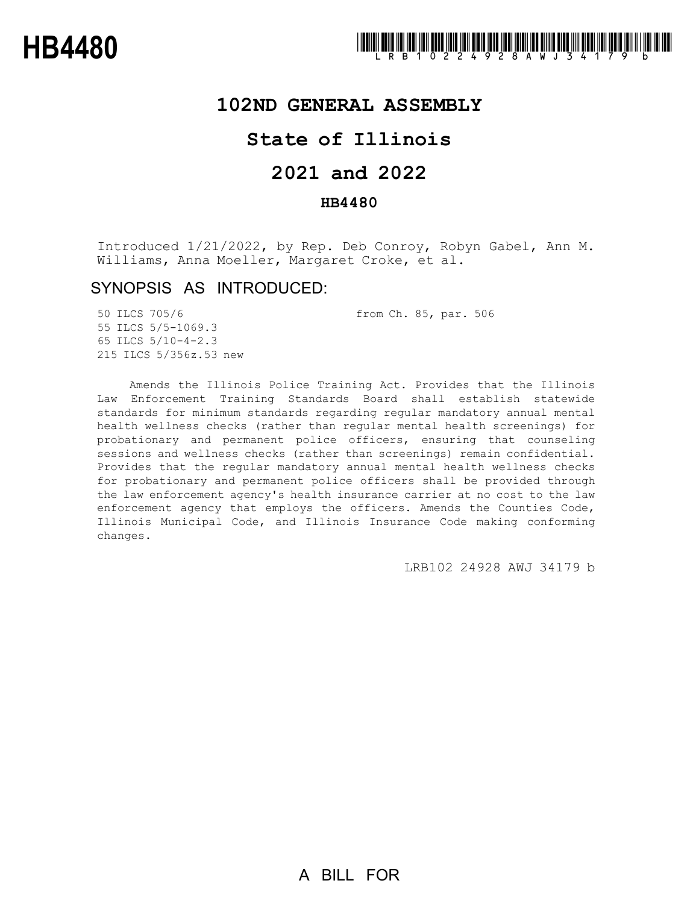# HB4480

LRB102 24928 AWJ 34179 b

## 102ND GENERAL ASSEMBLY

## State of Illinois

## 2021 and 2022

### HB4480

Introduced 1/21/2022, by Rep. Deb Conroy, Robyn Gabel, Ann M. Williams, Anna Moeller, Margaret Croke, et al.

## SYNOPSIS AS INTRODUCED:

| | |
|---|---|
| 50 ILCS 705/6 | from Ch. 85, par. 506 |
| 55 ILCS 5/5-1069.3 | |
| 65 ILCS 5/10-4-2.3 | |
| 215 ILCS 5/356z.53 new | |

Amends the Illinois Police Training Act. Provides that the Illinois Law Enforcement Training Standards Board shall establish statewide standards for minimum standards regarding regular mandatory annual mental health wellness checks (rather than regular mental health screenings) for probationary and permanent police officers, ensuring that counseling sessions and wellness checks (rather than screenings) remain confidential. Provides that the regular mandatory annual mental health wellness checks for probationary and permanent police officers shall be provided through the law enforcement agency's health insurance carrier at no cost to the law enforcement agency that employs the officers. Amends the Counties Code, Illinois Municipal Code, and Illinois Insurance Code making conforming changes.

LRB102 24928 AWJ 34179 b

A BILL FOR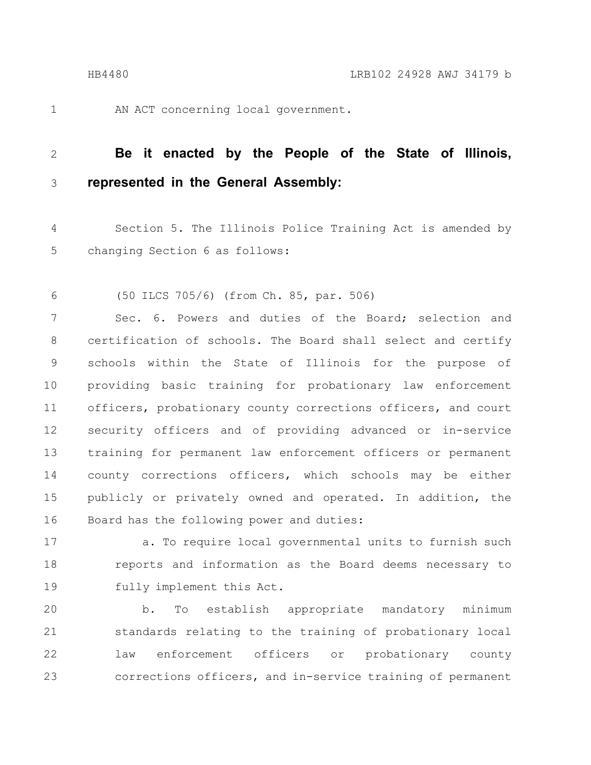AN ACT concerning local government.

**Be it enacted by the People of the State of Illinois, represented in the General Assembly:**

Section 5. The Illinois Police Training Act is amended by changing Section 6 as follows:

(50 ILCS 705/6) (from Ch. 85, par. 506)

Sec. 6. Powers and duties of the Board; selection and certification of schools. The Board shall select and certify schools within the State of Illinois for the purpose of providing basic training for probationary law enforcement officers, probationary county corrections officers, and court security officers and of providing advanced or in-service training for permanent law enforcement officers or permanent county corrections officers, which schools may be either publicly or privately owned and operated. In addition, the Board has the following power and duties:

a. To require local governmental units to furnish such reports and information as the Board deems necessary to fully implement this Act.

b. To establish appropriate mandatory minimum standards relating to the training of probationary local law enforcement officers or probationary county corrections officers, and in-service training of permanent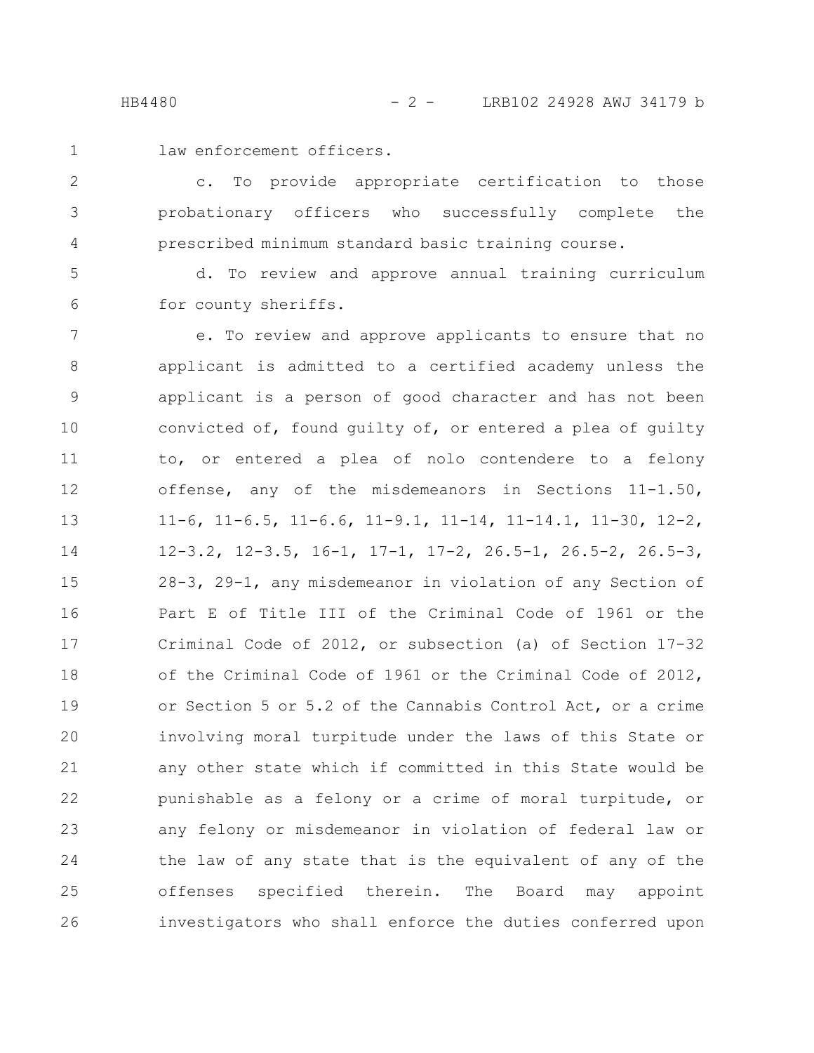law enforcement officers.

c. To provide appropriate certification to those probationary officers who successfully complete the prescribed minimum standard basic training course.

d. To review and approve annual training curriculum for county sheriffs.

e. To review and approve applicants to ensure that no applicant is admitted to a certified academy unless the applicant is a person of good character and has not been convicted of, found guilty of, or entered a plea of guilty to, or entered a plea of nolo contendere to a felony offense, any of the misdemeanors in Sections 11-1.50, 11-6, 11-6.5, 11-6.6, 11-9.1, 11-14, 11-14.1, 11-30, 12-2, 12-3.2, 12-3.5, 16-1, 17-1, 17-2, 26.5-1, 26.5-2, 26.5-3, 28-3, 29-1, any misdemeanor in violation of any Section of Part E of Title III of the Criminal Code of 1961 or the Criminal Code of 2012, or subsection (a) of Section 17-32 of the Criminal Code of 1961 or the Criminal Code of 2012, or Section 5 or 5.2 of the Cannabis Control Act, or a crime involving moral turpitude under the laws of this State or any other state which if committed in this State would be punishable as a felony or a crime of moral turpitude, or any felony or misdemeanor in violation of federal law or the law of any state that is the equivalent of any of the offenses specified therein. The Board may appoint investigators who shall enforce the duties conferred upon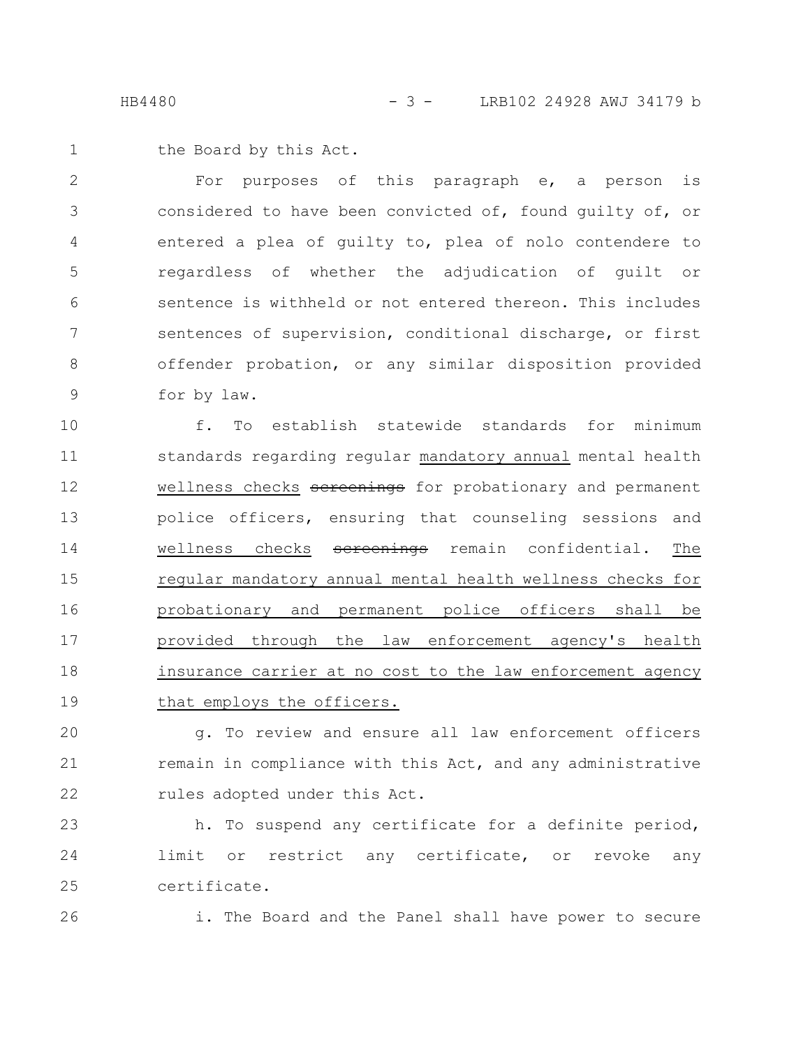the Board by this Act.

For purposes of this paragraph e, a person is considered to have been convicted of, found guilty of, or entered a plea of guilty to, plea of nolo contendere to regardless of whether the adjudication of guilt or sentence is withheld or not entered thereon. This includes sentences of supervision, conditional discharge, or first offender probation, or any similar disposition provided for by law.

f. To establish statewide standards for minimum standards regarding regular <u>mandatory annual</u> mental health <u>wellness checks</u> ~~screenings~~ for probationary and permanent police officers, ensuring that counseling sessions and <u>wellness checks</u> ~~screenings~~ remain confidential. <u>The regular mandatory annual mental health wellness checks for probationary and permanent police officers shall be provided through the law enforcement agency's health insurance carrier at no cost to the law enforcement agency that employs the officers.</u>

g. To review and ensure all law enforcement officers remain in compliance with this Act, and any administrative rules adopted under this Act.

h. To suspend any certificate for a definite period, limit or restrict any certificate, or revoke any certificate.

i. The Board and the Panel shall have power to secure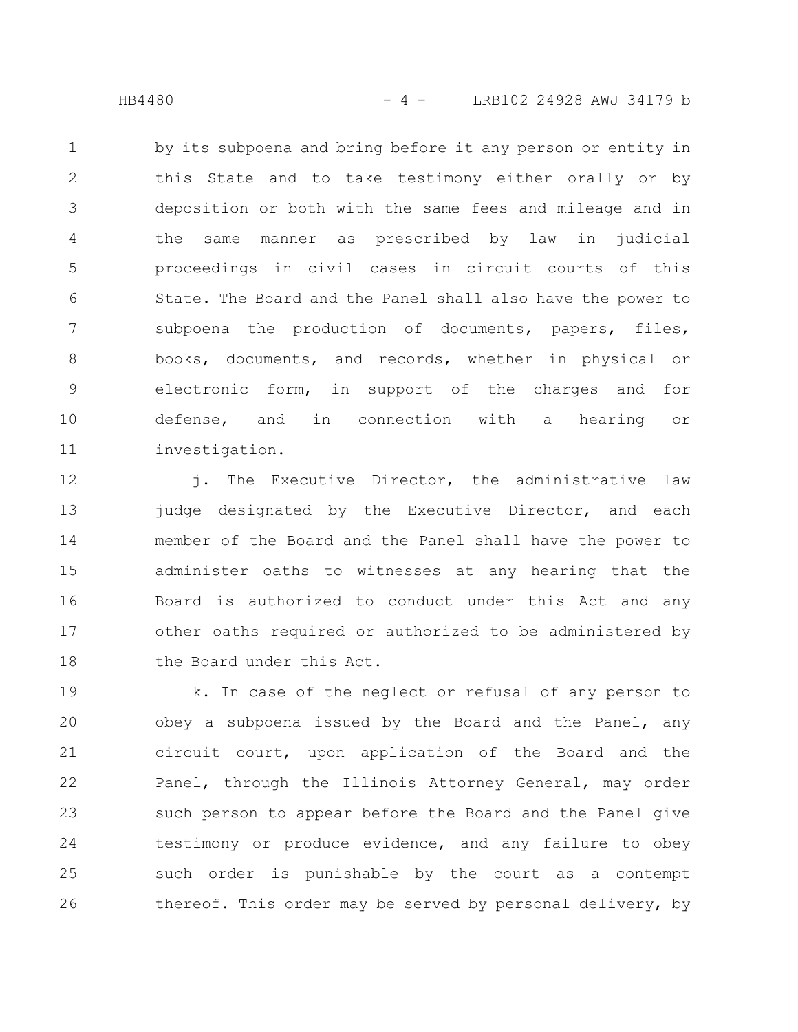by its subpoena and bring before it any person or entity in this State and to take testimony either orally or by deposition or both with the same fees and mileage and in the same manner as prescribed by law in judicial proceedings in civil cases in circuit courts of this State. The Board and the Panel shall also have the power to subpoena the production of documents, papers, files, books, documents, and records, whether in physical or electronic form, in support of the charges and for defense, and in connection with a hearing or investigation.

j. The Executive Director, the administrative law judge designated by the Executive Director, and each member of the Board and the Panel shall have the power to administer oaths to witnesses at any hearing that the Board is authorized to conduct under this Act and any other oaths required or authorized to be administered by the Board under this Act.

k. In case of the neglect or refusal of any person to obey a subpoena issued by the Board and the Panel, any circuit court, upon application of the Board and the Panel, through the Illinois Attorney General, may order such person to appear before the Board and the Panel give testimony or produce evidence, and any failure to obey such order is punishable by the court as a contempt thereof. This order may be served by personal delivery, by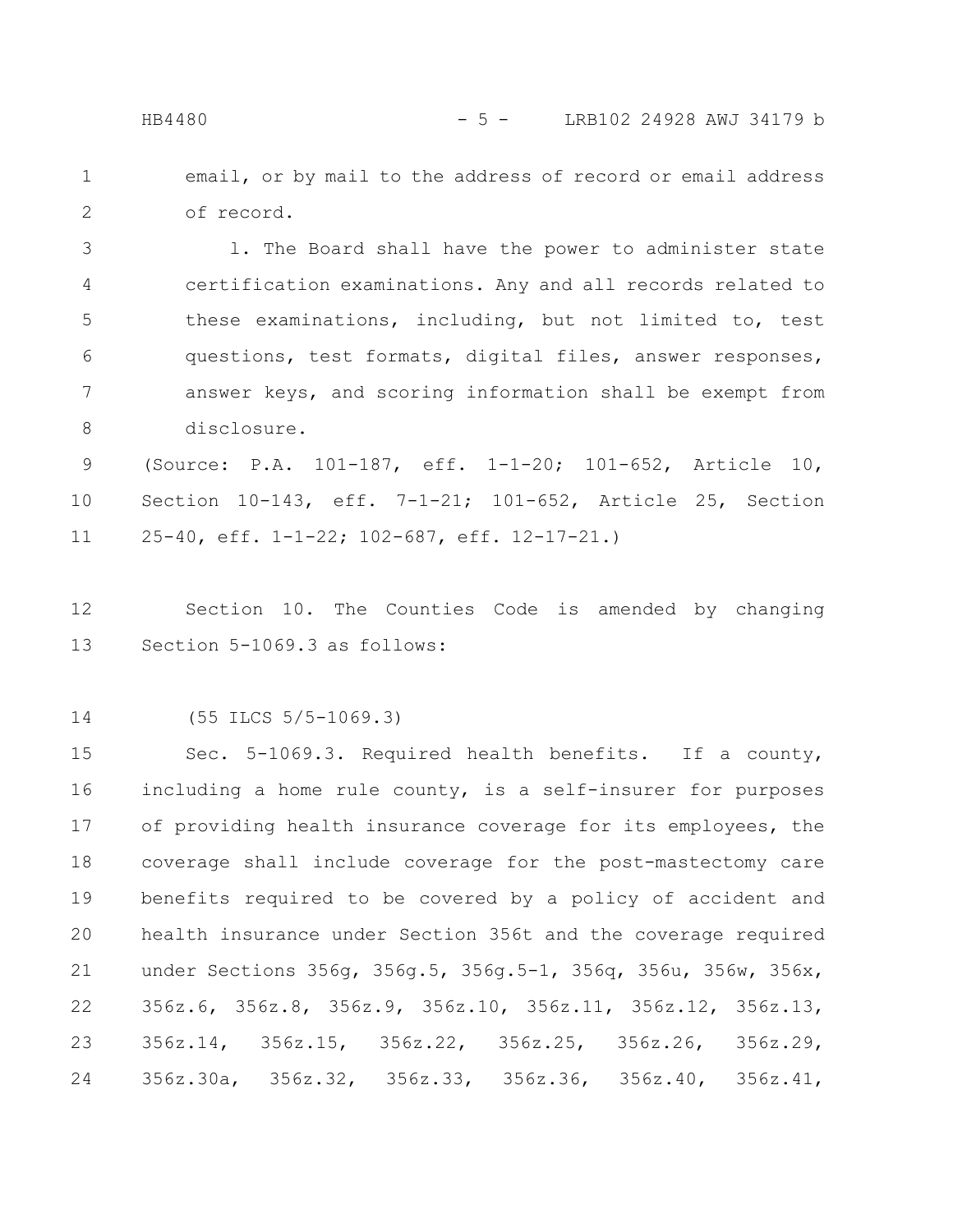email, or by mail to the address of record or email address of record.

l. The Board shall have the power to administer state certification examinations. Any and all records related to these examinations, including, but not limited to, test questions, test formats, digital files, answer responses, answer keys, and scoring information shall be exempt from disclosure.

(Source: P.A. 101-187, eff. 1-1-20; 101-652, Article 10, Section 10-143, eff. 7-1-21; 101-652, Article 25, Section 25-40, eff. 1-1-22; 102-687, eff. 12-17-21.)

Section 10. The Counties Code is amended by changing Section 5-1069.3 as follows:

(55 ILCS 5/5-1069.3)

Sec. 5-1069.3. Required health benefits. If a county, including a home rule county, is a self-insurer for purposes of providing health insurance coverage for its employees, the coverage shall include coverage for the post-mastectomy care benefits required to be covered by a policy of accident and health insurance under Section 356t and the coverage required under Sections 356g, 356g.5, 356g.5-1, 356q, 356u, 356w, 356x, 356z.6, 356z.8, 356z.9, 356z.10, 356z.11, 356z.12, 356z.13, 356z.14, 356z.15, 356z.22, 356z.25, 356z.26, 356z.29, 356z.30a, 356z.32, 356z.33, 356z.36, 356z.40, 356z.41,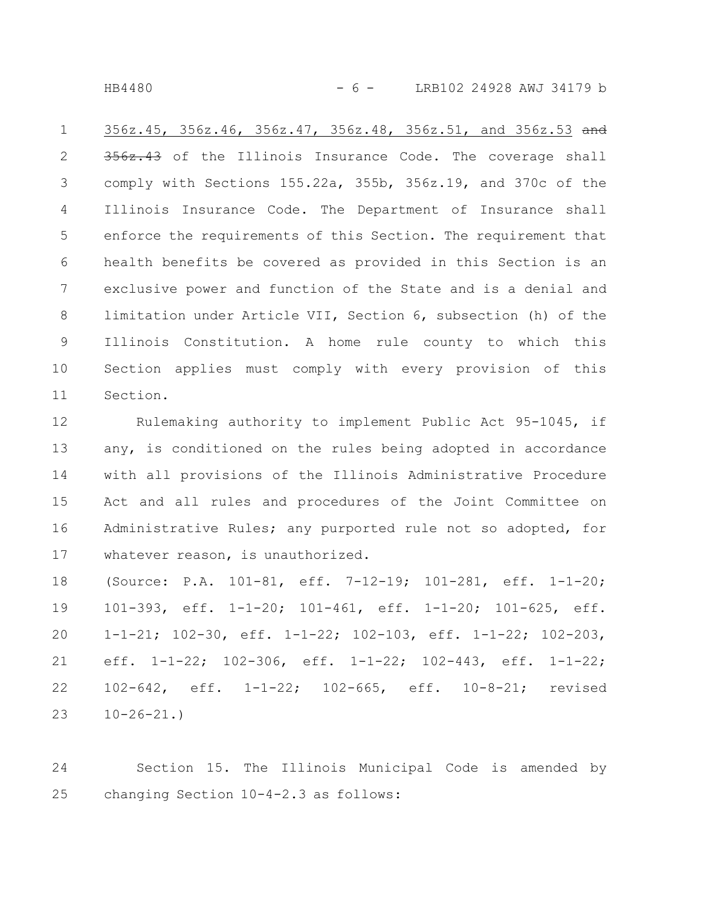356z.45, 356z.46, 356z.47, 356z.48, 356z.51, and 356z.53 ~~and 356z.43~~ of the Illinois Insurance Code. The coverage shall comply with Sections 155.22a, 355b, 356z.19, and 370c of the Illinois Insurance Code. The Department of Insurance shall enforce the requirements of this Section. The requirement that health benefits be covered as provided in this Section is an exclusive power and function of the State and is a denial and limitation under Article VII, Section 6, subsection (h) of the Illinois Constitution. A home rule county to which this Section applies must comply with every provision of this Section.

Rulemaking authority to implement Public Act 95-1045, if any, is conditioned on the rules being adopted in accordance with all provisions of the Illinois Administrative Procedure Act and all rules and procedures of the Joint Committee on Administrative Rules; any purported rule not so adopted, for whatever reason, is unauthorized.

(Source: P.A. 101-81, eff. 7-12-19; 101-281, eff. 1-1-20; 101-393, eff. 1-1-20; 101-461, eff. 1-1-20; 101-625, eff. 1-1-21; 102-30, eff. 1-1-22; 102-103, eff. 1-1-22; 102-203, eff. 1-1-22; 102-306, eff. 1-1-22; 102-443, eff. 1-1-22; 102-642, eff. 1-1-22; 102-665, eff. 10-8-21; revised 10-26-21.)

Section 15. The Illinois Municipal Code is amended by changing Section 10-4-2.3 as follows: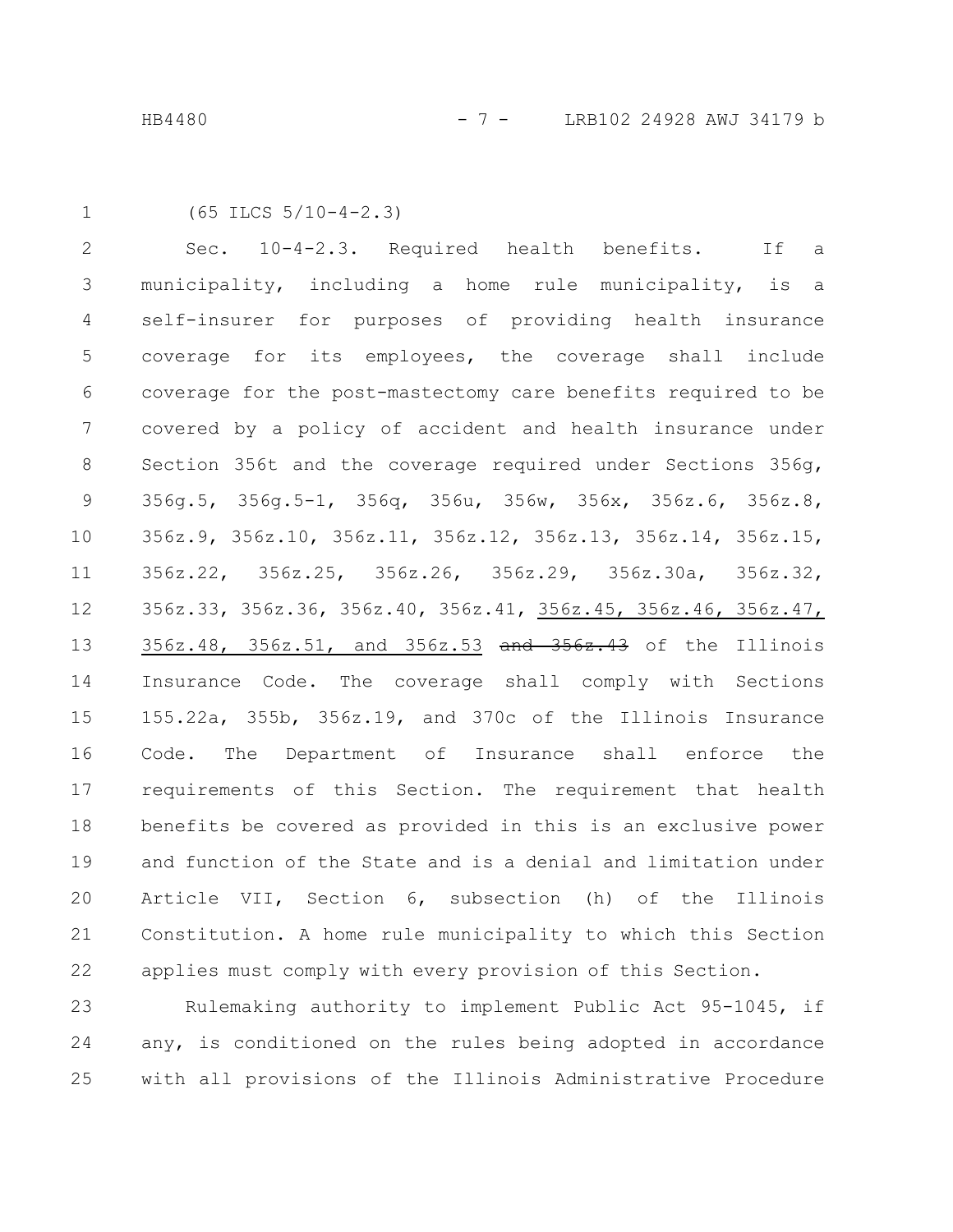(65 ILCS 5/10-4-2.3)

Sec. 10-4-2.3. Required health benefits. If a municipality, including a home rule municipality, is a self-insurer for purposes of providing health insurance coverage for its employees, the coverage shall include coverage for the post-mastectomy care benefits required to be covered by a policy of accident and health insurance under Section 356t and the coverage required under Sections 356g, 356g.5, 356g.5-1, 356q, 356u, 356w, 356x, 356z.6, 356z.8, 356z.9, 356z.10, 356z.11, 356z.12, 356z.13, 356z.14, 356z.15, 356z.22, 356z.25, 356z.26, 356z.29, 356z.30a, 356z.32, 356z.33, 356z.36, 356z.40, 356z.41, <u>356z.45, 356z.46, 356z.47, 356z.48, 356z.51, and 356z.53</u> ~~and 356z.43~~ of the Illinois Insurance Code. The coverage shall comply with Sections 155.22a, 355b, 356z.19, and 370c of the Illinois Insurance Code. The Department of Insurance shall enforce the requirements of this Section. The requirement that health benefits be covered as provided in this is an exclusive power and function of the State and is a denial and limitation under Article VII, Section 6, subsection (h) of the Illinois Constitution. A home rule municipality to which this Section applies must comply with every provision of this Section.

Rulemaking authority to implement Public Act 95-1045, if any, is conditioned on the rules being adopted in accordance with all provisions of the Illinois Administrative Procedure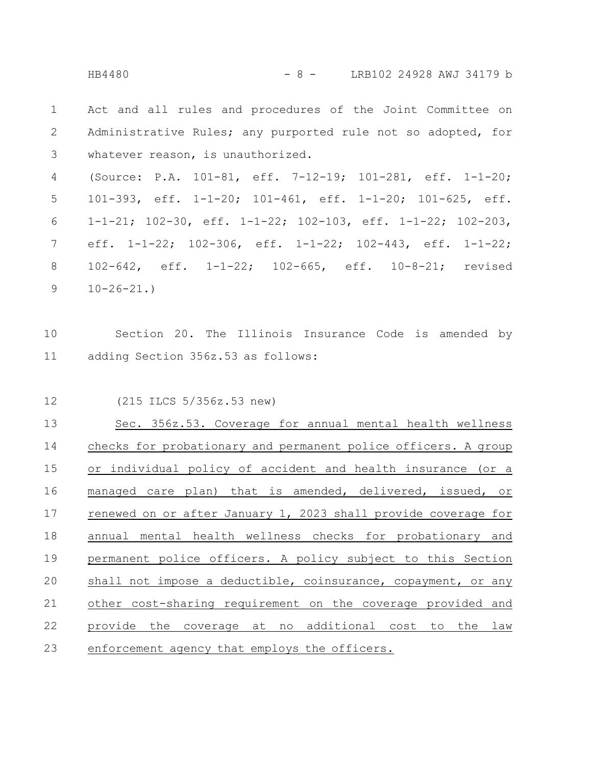Act and all rules and procedures of the Joint Committee on Administrative Rules; any purported rule not so adopted, for whatever reason, is unauthorized.

(Source: P.A. 101-81, eff. 7-12-19; 101-281, eff. 1-1-20; 101-393, eff. 1-1-20; 101-461, eff. 1-1-20; 101-625, eff. 1-1-21; 102-30, eff. 1-1-22; 102-103, eff. 1-1-22; 102-203, eff. 1-1-22; 102-306, eff. 1-1-22; 102-443, eff. 1-1-22; 102-642, eff. 1-1-22; 102-665, eff. 10-8-21; revised 10-26-21.)

Section 20. The Illinois Insurance Code is amended by adding Section 356z.53 as follows:

(215 ILCS 5/356z.53 new)

Sec. 356z.53. Coverage for annual mental health wellness checks for probationary and permanent police officers. A group or individual policy of accident and health insurance (or a managed care plan) that is amended, delivered, issued, or renewed on or after January 1, 2023 shall provide coverage for annual mental health wellness checks for probationary and permanent police officers. A policy subject to this Section shall not impose a deductible, coinsurance, copayment, or any other cost-sharing requirement on the coverage provided and provide the coverage at no additional cost to the law enforcement agency that employs the officers.